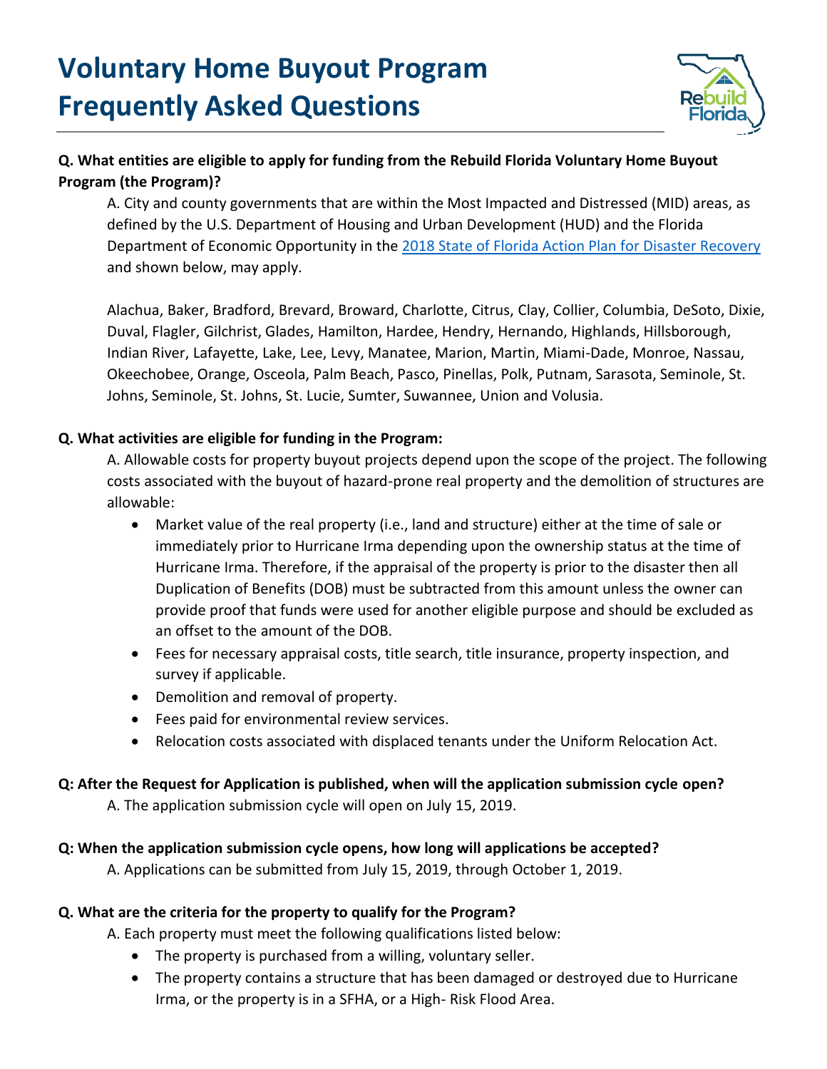# Voluntary Home Buyout Program Frequently Asked Questions

**Q. What entities are eligible to apply for funding from the Rebuild Florida Voluntary Home Buyout Program (the Program)?**

A. City and county governments that are within the Most Impacted and Distressed (MID) areas, as defined by the U.S. Department of Housing and Urban Development (HUD) and the Florida Department of Economic Opportunity in the [2018 State of Florida Action Plan for Disaster Recovery] and shown below, may apply.

Alachua, Baker, Bradford, Brevard, Broward, Charlotte, Citrus, Clay, Collier, Columbia, DeSoto, Dixie, Duval, Flagler, Gilchrist, Glades, Hamilton, Hardee, Hendry, Hernando, Highlands, Hillsborough, Indian River, Lafayette, Lake, Lee, Levy, Manatee, Marion, Martin, Miami-Dade, Monroe, Nassau, Okeechobee, Orange, Osceola, Palm Beach, Pasco, Pinellas, Polk, Putnam, Sarasota, Seminole, St. Johns, Seminole, St. Johns, St. Lucie, Sumter, Suwannee, Union and Volusia.

**Q. What activities are eligible for funding in the Program:**

A. Allowable costs for property buyout projects depend upon the scope of the project. The following costs associated with the buyout of hazard-prone real property and the demolition of structures are allowable:

- Market value of the real property (i.e., land and structure) either at the time of sale or immediately prior to Hurricane Irma depending upon the ownership status at the time of Hurricane Irma. Therefore, if the appraisal of the property is prior to the disaster then all Duplication of Benefits (DOB) must be subtracted from this amount unless the owner can provide proof that funds were used for another eligible purpose and should be excluded as an offset to the amount of the DOB.
- Fees for necessary appraisal costs, title search, title insurance, property inspection, and survey if applicable.
- Demolition and removal of property.
- Fees paid for environmental review services.
- Relocation costs associated with displaced tenants under the Uniform Relocation Act.

**Q: After the Request for Application is published, when will the application submission cycle open?**

A. The application submission cycle will open on July 15, 2019.

**Q: When the application submission cycle opens, how long will applications be accepted?**

A. Applications can be submitted from July 15, 2019, through October 1, 2019.

**Q. What are the criteria for the property to qualify for the Program?**

A. Each property must meet the following qualifications listed below:

- The property is purchased from a willing, voluntary seller.
- The property contains a structure that has been damaged or destroyed due to Hurricane Irma, or the property is in a SFHA, or a High- Risk Flood Area.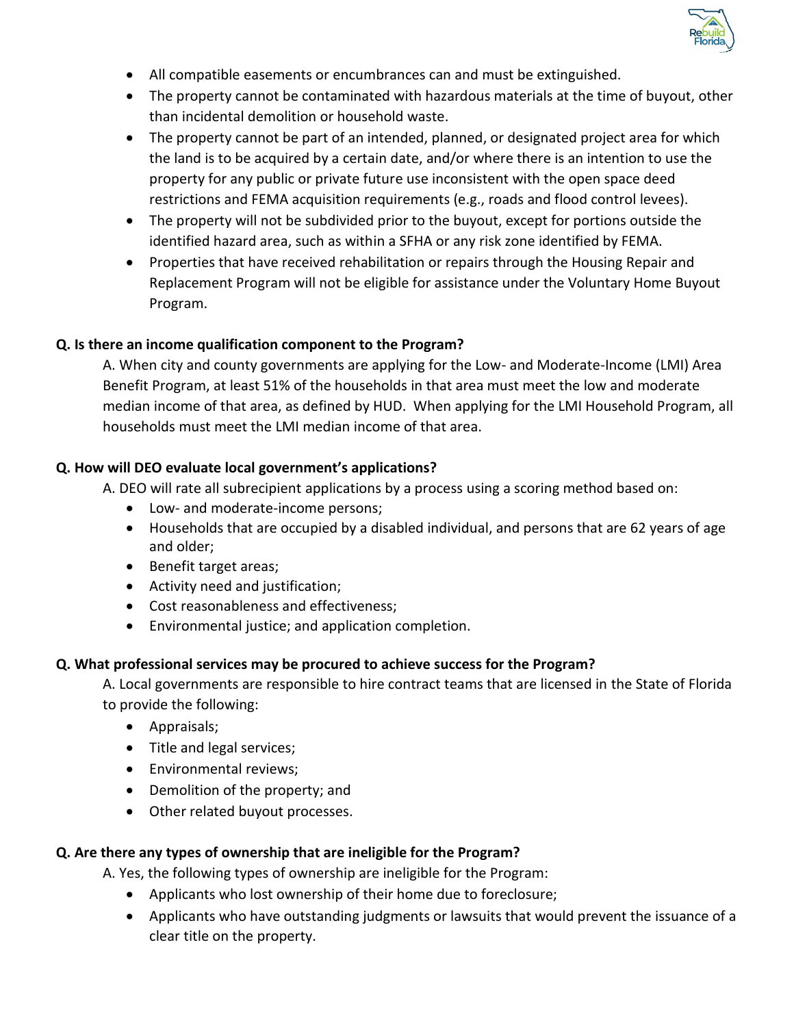- All compatible easements or encumbrances can and must be extinguished.
- The property cannot be contaminated with hazardous materials at the time of buyout, other than incidental demolition or household waste.
- The property cannot be part of an intended, planned, or designated project area for which the land is to be acquired by a certain date, and/or where there is an intention to use the property for any public or private future use inconsistent with the open space deed restrictions and FEMA acquisition requirements (e.g., roads and flood control levees).
- The property will not be subdivided prior to the buyout, except for portions outside the identified hazard area, such as within a SFHA or any risk zone identified by FEMA.
- Properties that have received rehabilitation or repairs through the Housing Repair and Replacement Program will not be eligible for assistance under the Voluntary Home Buyout Program.

**Q. Is there an income qualification component to the Program?**

A. When city and county governments are applying for the Low- and Moderate-Income (LMI) Area Benefit Program, at least 51% of the households in that area must meet the low and moderate median income of that area, as defined by HUD. When applying for the LMI Household Program, all households must meet the LMI median income of that area.

**Q. How will DEO evaluate local government's applications?**

A. DEO will rate all subrecipient applications by a process using a scoring method based on:

- Low- and moderate-income persons;
- Households that are occupied by a disabled individual, and persons that are 62 years of age and older;
- Benefit target areas;
- Activity need and justification;
- Cost reasonableness and effectiveness;
- Environmental justice; and application completion.

**Q. What professional services may be procured to achieve success for the Program?**

A. Local governments are responsible to hire contract teams that are licensed in the State of Florida to provide the following:

- Appraisals;
- Title and legal services;
- Environmental reviews;
- Demolition of the property; and
- Other related buyout processes.

**Q. Are there any types of ownership that are ineligible for the Program?**

A. Yes, the following types of ownership are ineligible for the Program:

- Applicants who lost ownership of their home due to foreclosure;
- Applicants who have outstanding judgments or lawsuits that would prevent the issuance of a clear title on the property.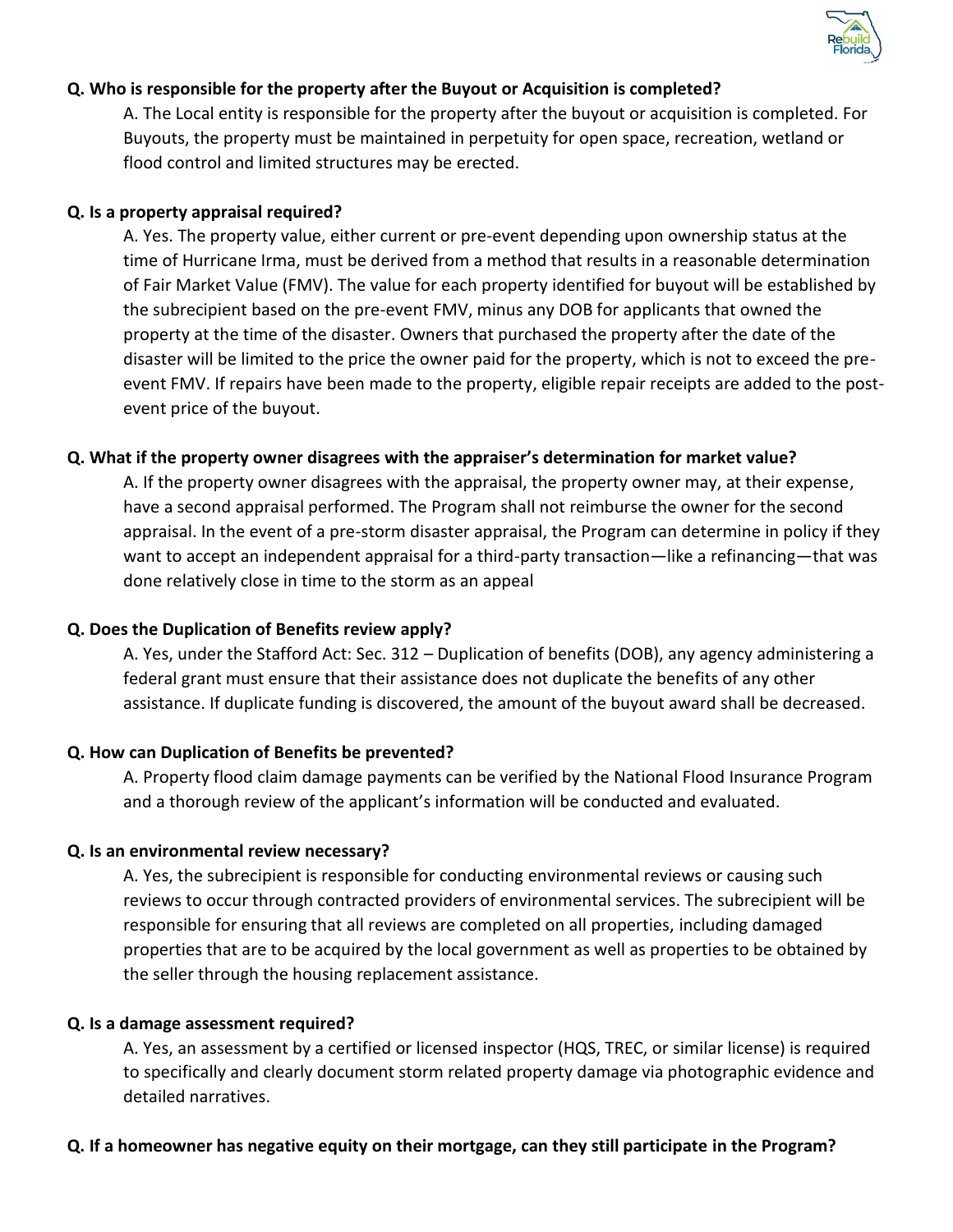**Q. Who is responsible for the property after the Buyout or Acquisition is completed?**

A. The Local entity is responsible for the property after the buyout or acquisition is completed. For Buyouts, the property must be maintained in perpetuity for open space, recreation, wetland or flood control and limited structures may be erected.

**Q. Is a property appraisal required?**

A. Yes. The property value, either current or pre-event depending upon ownership status at the time of Hurricane Irma, must be derived from a method that results in a reasonable determination of Fair Market Value (FMV). The value for each property identified for buyout will be established by the subrecipient based on the pre-event FMV, minus any DOB for applicants that owned the property at the time of the disaster. Owners that purchased the property after the date of the disaster will be limited to the price the owner paid for the property, which is not to exceed the pre-event FMV. If repairs have been made to the property, eligible repair receipts are added to the post-event price of the buyout.

**Q. What if the property owner disagrees with the appraiser's determination for market value?**

A. If the property owner disagrees with the appraisal, the property owner may, at their expense, have a second appraisal performed. The Program shall not reimburse the owner for the second appraisal. In the event of a pre-storm disaster appraisal, the Program can determine in policy if they want to accept an independent appraisal for a third-party transaction—like a refinancing—that was done relatively close in time to the storm as an appeal

**Q. Does the Duplication of Benefits review apply?**

A. Yes, under the Stafford Act: Sec. 312 – Duplication of benefits (DOB), any agency administering a federal grant must ensure that their assistance does not duplicate the benefits of any other assistance. If duplicate funding is discovered, the amount of the buyout award shall be decreased.

**Q. How can Duplication of Benefits be prevented?**

A. Property flood claim damage payments can be verified by the National Flood Insurance Program and a thorough review of the applicant's information will be conducted and evaluated.

**Q. Is an environmental review necessary?**

A. Yes, the subrecipient is responsible for conducting environmental reviews or causing such reviews to occur through contracted providers of environmental services. The subrecipient will be responsible for ensuring that all reviews are completed on all properties, including damaged properties that are to be acquired by the local government as well as properties to be obtained by the seller through the housing replacement assistance.

**Q. Is a damage assessment required?**

A. Yes, an assessment by a certified or licensed inspector (HQS, TREC, or similar license) is required to specifically and clearly document storm related property damage via photographic evidence and detailed narratives.

**Q. If a homeowner has negative equity on their mortgage, can they still participate in the Program?**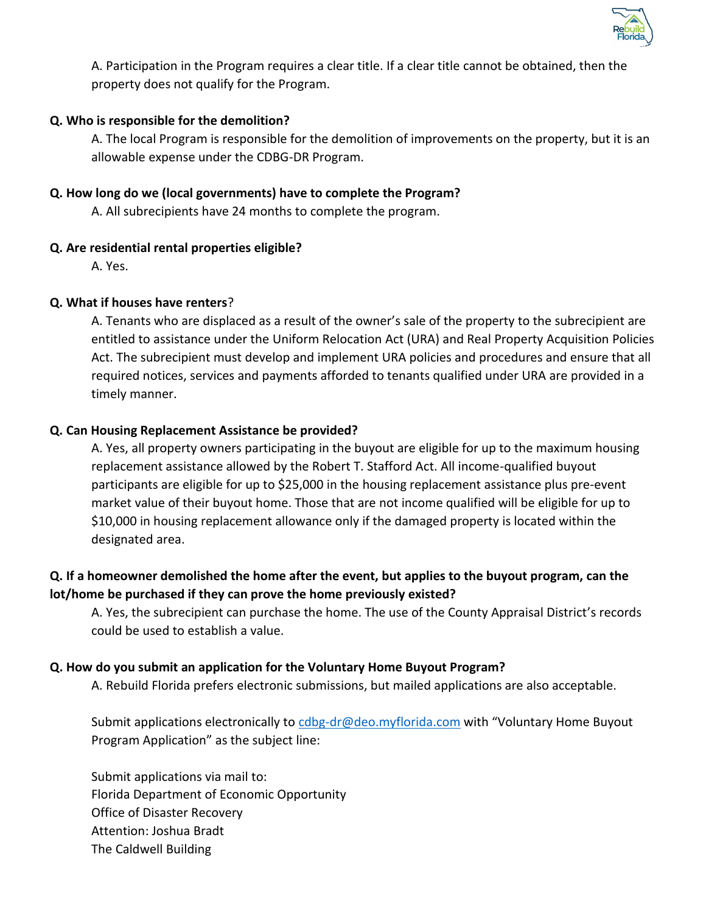A. Participation in the Program requires a clear title. If a clear title cannot be obtained, then the property does not qualify for the Program.

**Q. Who is responsible for the demolition?**

A. The local Program is responsible for the demolition of improvements on the property, but it is an allowable expense under the CDBG-DR Program.

**Q. How long do we (local governments) have to complete the Program?**

A. All subrecipients have 24 months to complete the program.

**Q. Are residential rental properties eligible?**

A. Yes.

**Q. What if houses have renters?**

A. Tenants who are displaced as a result of the owner's sale of the property to the subrecipient are entitled to assistance under the Uniform Relocation Act (URA) and Real Property Acquisition Policies Act. The subrecipient must develop and implement URA policies and procedures and ensure that all required notices, services and payments afforded to tenants qualified under URA are provided in a timely manner.

**Q. Can Housing Replacement Assistance be provided?**

A. Yes, all property owners participating in the buyout are eligible for up to the maximum housing replacement assistance allowed by the Robert T. Stafford Act. All income-qualified buyout participants are eligible for up to $25,000 in the housing replacement assistance plus pre-event market value of their buyout home. Those that are not income qualified will be eligible for up to $10,000 in housing replacement allowance only if the damaged property is located within the designated area.

**Q. If a homeowner demolished the home after the event, but applies to the buyout program, can the lot/home be purchased if they can prove the home previously existed?**

A. Yes, the subrecipient can purchase the home. The use of the County Appraisal District's records could be used to establish a value.

**Q. How do you submit an application for the Voluntary Home Buyout Program?**

A. Rebuild Florida prefers electronic submissions, but mailed applications are also acceptable.

Submit applications electronically to [cdbg-dr@deo.myflorida.com](mailto:cdbg-dr@deo.myflorida.com) with "Voluntary Home Buyout Program Application" as the subject line:

Submit applications via mail to:
Florida Department of Economic Opportunity
Office of Disaster Recovery
Attention: Joshua Bradt
The Caldwell Building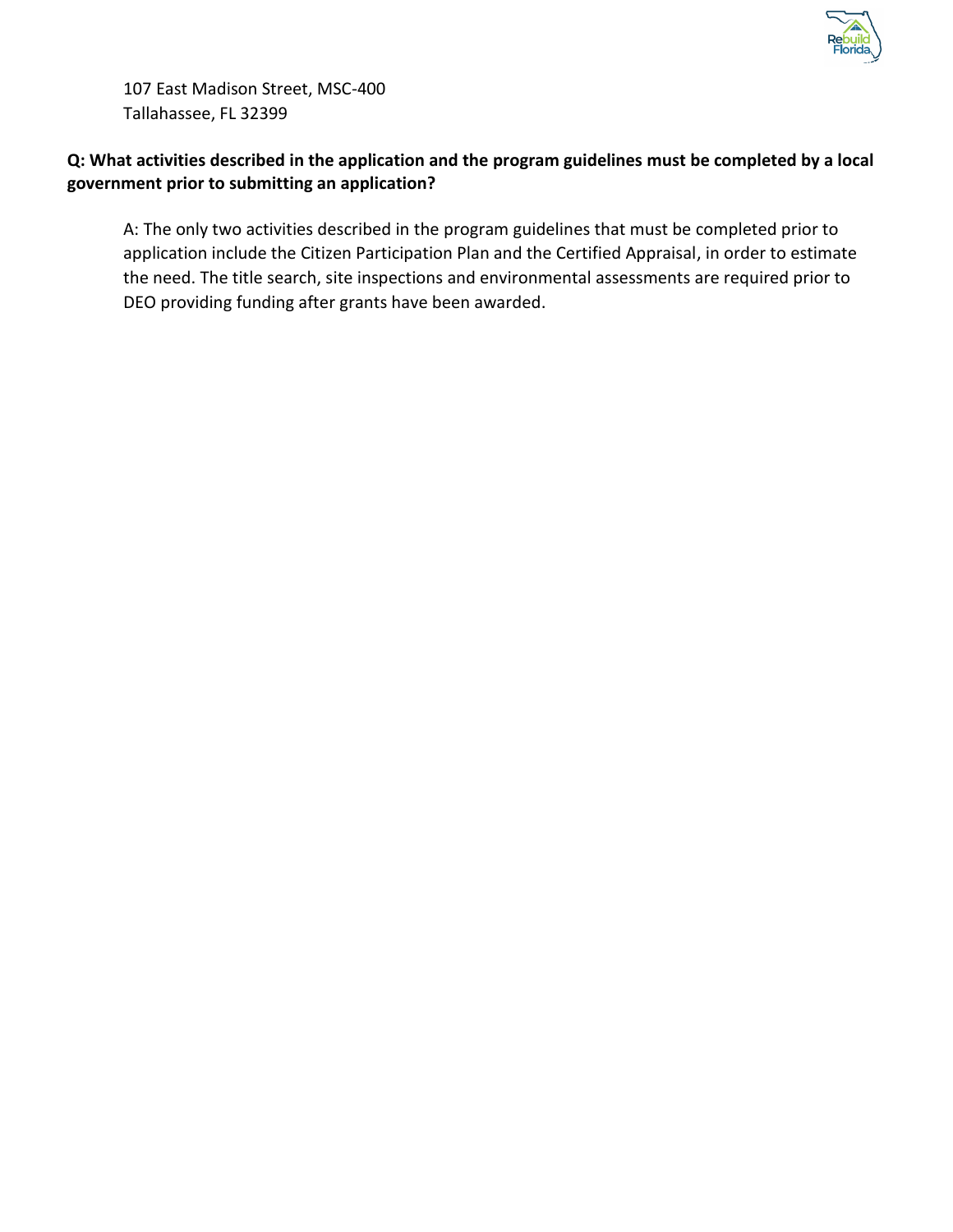107 East Madison Street, MSC-400
Tallahassee, FL 32399

**Q: What activities described in the application and the program guidelines must be completed by a local government prior to submitting an application?**

A: The only two activities described in the program guidelines that must be completed prior to application include the Citizen Participation Plan and the Certified Appraisal, in order to estimate the need. The title search, site inspections and environmental assessments are required prior to DEO providing funding after grants have been awarded.